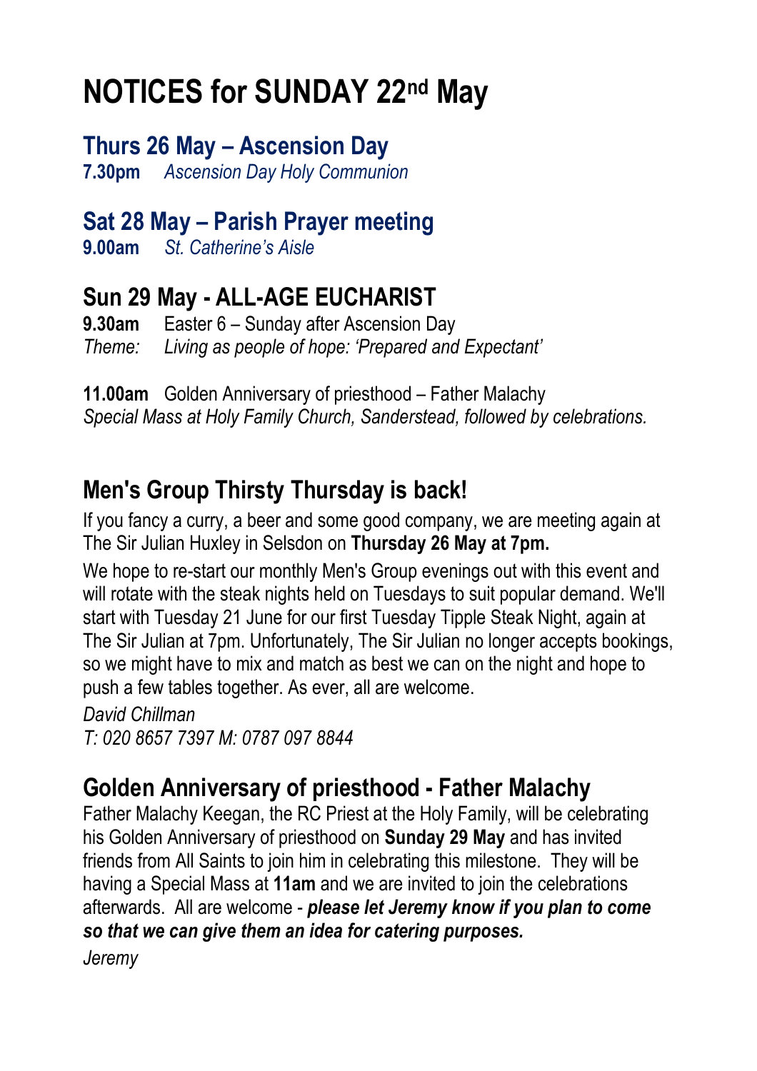# NOTICES for SUNDAY 22nd May

## Thurs 26 May – Ascension Day

**7.30pm** *Ascension Day Holy Communion*

## Sat 28 May – Parish Prayer meeting

**9.00am** *St. Catherine's Aisle*

## Sun 29 May - ALL-AGE EUCHARIST

**9.30am** Easter 6 – Sunday after Ascension Day
*Theme:* *Living as people of hope: 'Prepared and Expectant'*

**11.00am** Golden Anniversary of priesthood – Father Malachy
*Special Mass at Holy Family Church, Sanderstead, followed by celebrations.*

## Men's Group Thirsty Thursday is back!

If you fancy a curry, a beer and some good company, we are meeting again at The Sir Julian Huxley in Selsdon on **Thursday 26 May at 7pm.**

We hope to re-start our monthly Men's Group evenings out with this event and will rotate with the steak nights held on Tuesdays to suit popular demand. We'll start with Tuesday 21 June for our first Tuesday Tipple Steak Night, again at The Sir Julian at 7pm. Unfortunately, The Sir Julian no longer accepts bookings, so we might have to mix and match as best we can on the night and hope to push a few tables together. As ever, all are welcome.

*David Chillman*
*T: 020 8657 7397 M: 0787 097 8844*

## Golden Anniversary of priesthood - Father Malachy

Father Malachy Keegan, the RC Priest at the Holy Family, will be celebrating his Golden Anniversary of priesthood on **Sunday 29 May** and has invited friends from All Saints to join him in celebrating this milestone. They will be having a Special Mass at **11am** and we are invited to join the celebrations afterwards. All are welcome - ***please let Jeremy know if you plan to come so that we can give them an idea for catering purposes.***

*Jeremy*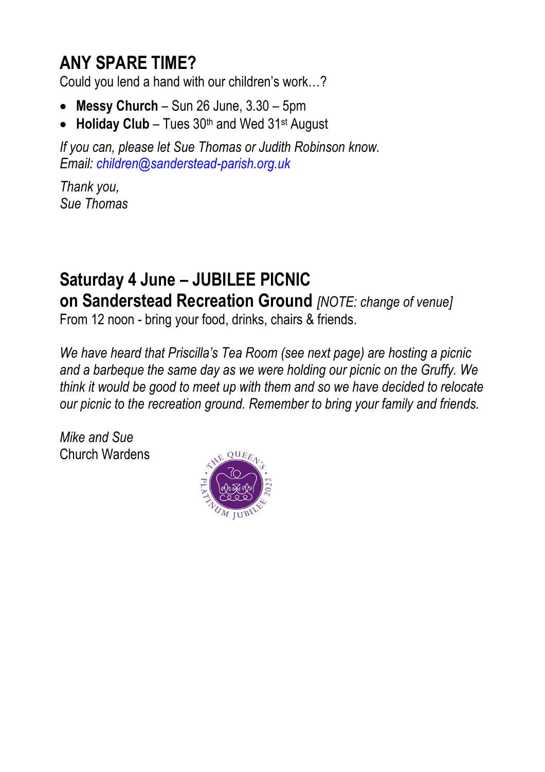## ANY SPARE TIME?

Could you lend a hand with our children's work…?

- **Messy Church** – Sun 26 June, 3.30 – 5pm
- **Holiday Club** – Tues 30th and Wed 31st August

*If you can, please let Sue Thomas or Judith Robinson know.*
*Email: children@sanderstead-parish.org.uk*

*Thank you,*
*Sue Thomas*

## Saturday 4 June – JUBILEE PICNIC
## on Sanderstead Recreation Ground *[NOTE: change of venue]*

From 12 noon - bring your food, drinks, chairs & friends.

*We have heard that Priscilla's Tea Room (see next page) are hosting a picnic and a barbeque the same day as we were holding our picnic on the Gruffy. We think it would be good to meet up with them and so we have decided to relocate our picnic to the recreation ground. Remember to bring your family and friends.*

*Mike and Sue*
Church Wardens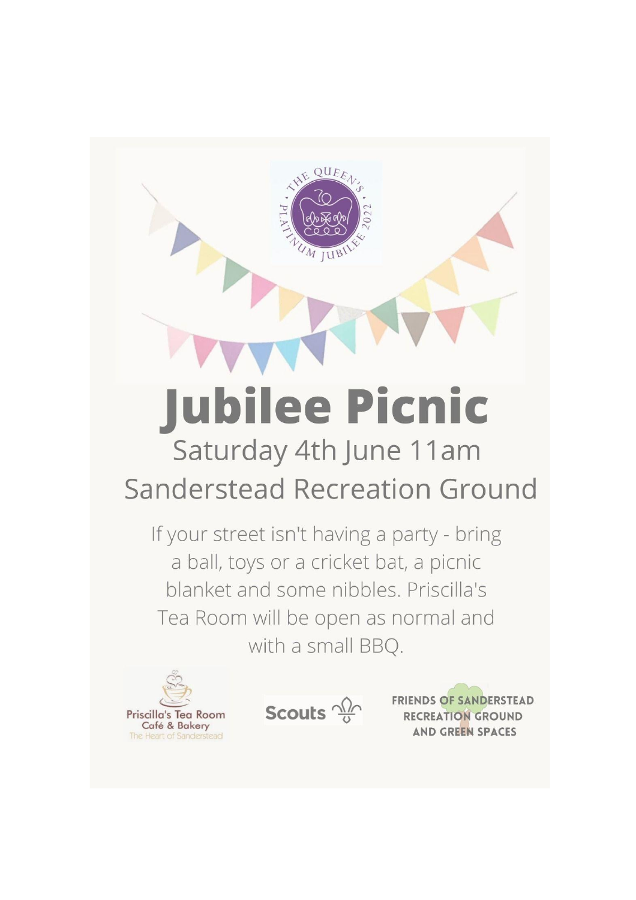# Jubilee Picnic

## Saturday 4th June 11am

## Sanderstead Recreation Ground

If your street isn't having a party - bring a ball, toys or a cricket bat, a picnic blanket and some nibbles. Priscilla's Tea Room will be open as normal and with a small BBQ.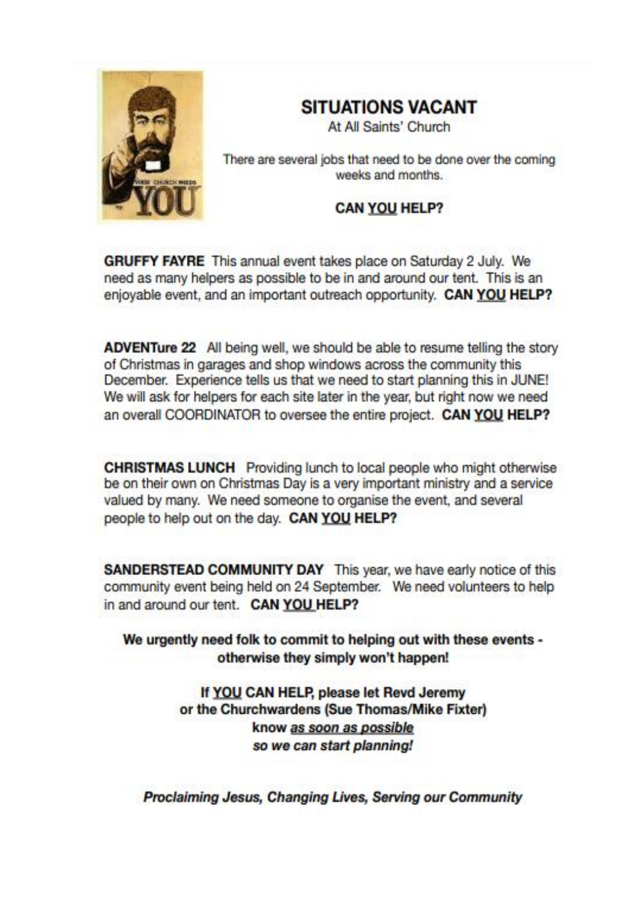# SITUATIONS VACANT

At All Saints' Church

There are several jobs that need to be done over the coming weeks and months.

**CAN YOU HELP?**

**GRUFFY FAYRE** This annual event takes place on Saturday 2 July. We need as many helpers as possible to be in and around our tent. This is an enjoyable event, and an important outreach opportunity. **CAN YOU HELP?**

**ADVENTure 22** All being well, we should be able to resume telling the story of Christmas in garages and shop windows across the community this December. Experience tells us that we need to start planning this in JUNE! We will ask for helpers for each site later in the year, but right now we need an overall COORDINATOR to oversee the entire project. **CAN YOU HELP?**

**CHRISTMAS LUNCH** Providing lunch to local people who might otherwise be on their own on Christmas Day is a very important ministry and a service valued by many. We need someone to organise the event, and several people to help out on the day. **CAN YOU HELP?**

**SANDERSTEAD COMMUNITY DAY** This year, we have early notice of this community event being held on 24 September. We need volunteers to help in and around our tent. **CAN YOU HELP?**

**We urgently need folk to commit to helping out with these events - otherwise they simply won't happen!**

**If YOU CAN HELP, please let Revd Jeremy or the Churchwardens (Sue Thomas/Mike Fixter) know *as soon as possible* *so we can start planning!***

***Proclaiming Jesus, Changing Lives, Serving our Community***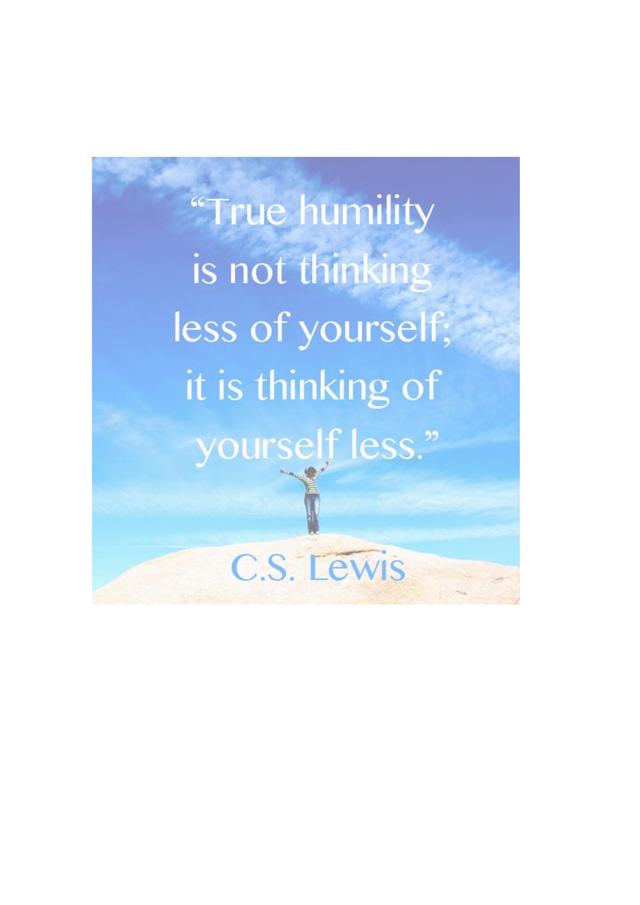"True humility is not thinking less of yourself; it is thinking of yourself less."

C.S. Lewis